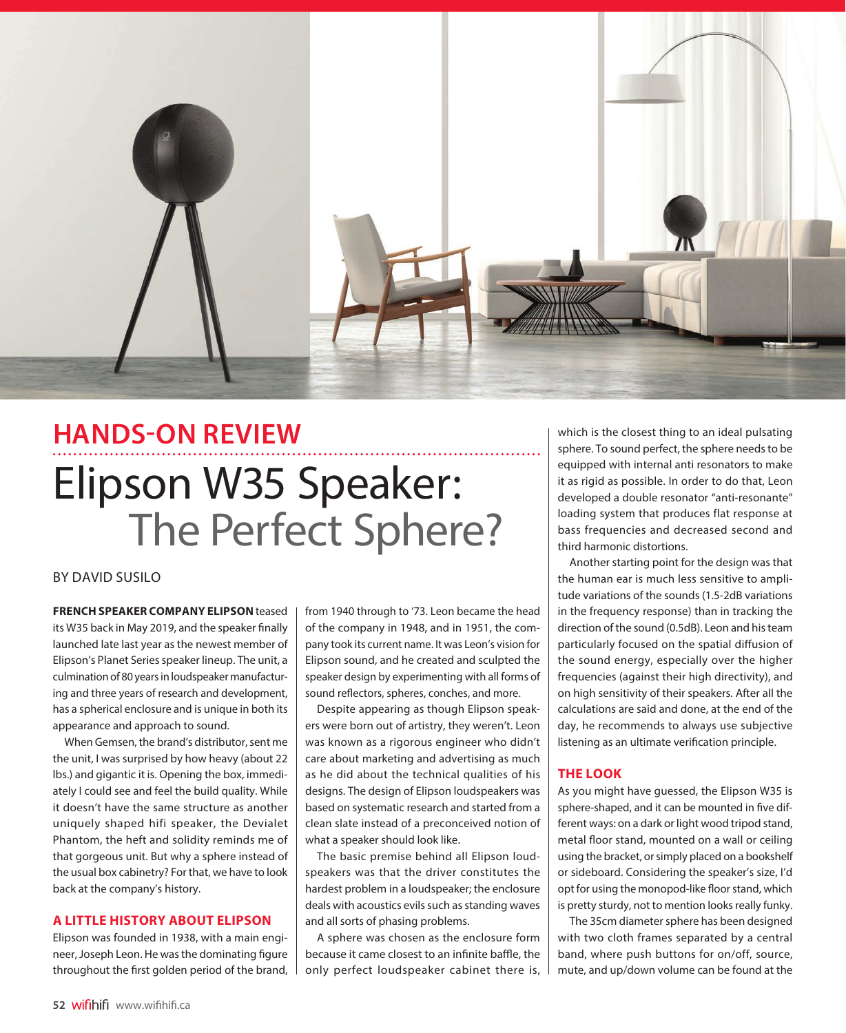HANDS-ON REVIEW

# Elipson W35 Speaker: The Perfect Sphere?

BY DAVID SUSILO

**FRENCH SPEAKER COMPANY ELIPSON** teased its W35 back in May 2019, and the speaker finally launched late last year as the newest member of Elipson's Planet Series speaker lineup. The unit, a culmination of 80 years in loudspeaker manufacturing and three years of research and development, has a spherical enclosure and is unique in both its appearance and approach to sound.

When Gemsen, the brand's distributor, sent me the unit, I was surprised by how heavy (about 22 lbs.) and gigantic it is. Opening the box, immediately I could see and feel the build quality. While it doesn't have the same structure as another uniquely shaped hifi speaker, the Devialet Phantom, the heft and solidity reminds me of that gorgeous unit. But why a sphere instead of the usual box cabinetry? For that, we have to look back at the company's history.

## A LITTLE HISTORY ABOUT ELIPSON

Elipson was founded in 1938, with a main engineer, Joseph Leon. He was the dominating figure throughout the first golden period of the brand, from 1940 through to '73. Leon became the head of the company in 1948, and in 1951, the company took its current name. It was Leon's vision for Elipson sound, and he created and sculpted the speaker design by experimenting with all forms of sound reflectors, spheres, conches, and more.

Despite appearing as though Elipson speakers were born out of artistry, they weren't. Leon was known as a rigorous engineer who didn't care about marketing and advertising as much as he did about the technical qualities of his designs. The design of Elipson loudspeakers was based on systematic research and started from a clean slate instead of a preconceived notion of what a speaker should look like.

The basic premise behind all Elipson loudspeakers was that the driver constitutes the hardest problem in a loudspeaker; the enclosure deals with acoustics evils such as standing waves and all sorts of phasing problems.

A sphere was chosen as the enclosure form because it came closest to an infinite baffle, the only perfect loudspeaker cabinet there is, which is the closest thing to an ideal pulsating sphere. To sound perfect, the sphere needs to be equipped with internal anti resonators to make it as rigid as possible. In order to do that, Leon developed a double resonator "anti-resonante" loading system that produces flat response at bass frequencies and decreased second and third harmonic distortions.

Another starting point for the design was that the human ear is much less sensitive to amplitude variations of the sounds (1.5-2dB variations in the frequency response) than in tracking the direction of the sound (0.5dB). Leon and his team particularly focused on the spatial diffusion of the sound energy, especially over the higher frequencies (against their high directivity), and on high sensitivity of their speakers. After all the calculations are said and done, at the end of the day, he recommends to always use subjective listening as an ultimate verification principle.

## THE LOOK

As you might have guessed, the Elipson W35 is sphere-shaped, and it can be mounted in five different ways: on a dark or light wood tripod stand, metal floor stand, mounted on a wall or ceiling using the bracket, or simply placed on a bookshelf or sideboard. Considering the speaker's size, I'd opt for using the monopod-like floor stand, which is pretty sturdy, not to mention looks really funky.

The 35cm diameter sphere has been designed with two cloth frames separated by a central band, where push buttons for on/off, source, mute, and up/down volume can be found at the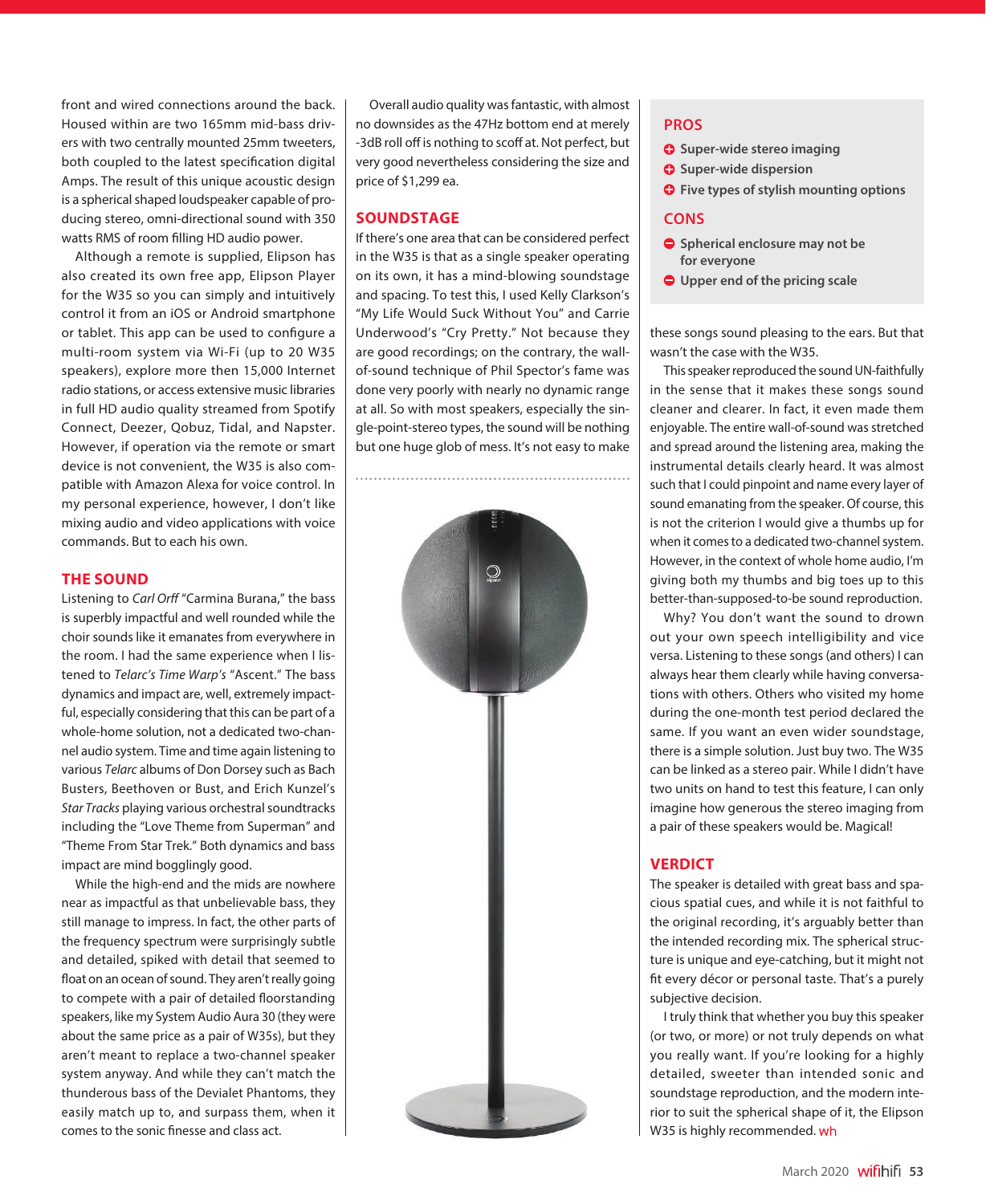front and wired connections around the back. Housed within are two 165mm mid-bass drivers with two centrally mounted 25mm tweeters, both coupled to the latest specification digital Amps. The result of this unique acoustic design is a spherical shaped loudspeaker capable of producing stereo, omni-directional sound with 350 watts RMS of room filling HD audio power.

Although a remote is supplied, Elipson has also created its own free app, Elipson Player for the W35 so you can simply and intuitively control it from an iOS or Android smartphone or tablet. This app can be used to configure a multi-room system via Wi-Fi (up to 20 W35 speakers), explore more then 15,000 Internet radio stations, or access extensive music libraries in full HD audio quality streamed from Spotify Connect, Deezer, Qobuz, Tidal, and Napster. However, if operation via the remote or smart device is not convenient, the W35 is also compatible with Amazon Alexa for voice control. In my personal experience, however, I don't like mixing audio and video applications with voice commands. But to each his own.

## THE SOUND

Listening to *Carl Orff* "Carmina Burana," the bass is superbly impactful and well rounded while the choir sounds like it emanates from everywhere in the room. I had the same experience when I listened to *Telarc's Time Warp's* "Ascent." The bass dynamics and impact are, well, extremely impactful, especially considering that this can be part of a whole-home solution, not a dedicated two-channel audio system. Time and time again listening to various *Telarc* albums of Don Dorsey such as Bach Busters, Beethoven or Bust, and Erich Kunzel's *Star Tracks* playing various orchestral soundtracks including the "Love Theme from Superman" and "Theme From Star Trek." Both dynamics and bass impact are mind bogglingly good.

While the high-end and the mids are nowhere near as impactful as that unbelievable bass, they still manage to impress. In fact, the other parts of the frequency spectrum were surprisingly subtle and detailed, spiked with detail that seemed to float on an ocean of sound. They aren't really going to compete with a pair of detailed floorstanding speakers, like my System Audio Aura 30 (they were about the same price as a pair of W35s), but they aren't meant to replace a two-channel speaker system anyway. And while they can't match the thunderous bass of the Devialet Phantoms, they easily match up to, and surpass them, when it comes to the sonic finesse and class act.

Overall audio quality was fantastic, with almost no downsides as the 47Hz bottom end at merely -3dB roll off is nothing to scoff at. Not perfect, but very good nevertheless considering the size and price of $1,299 ea.

## SOUNDSTAGE

If there's one area that can be considered perfect in the W35 is that as a single speaker operating on its own, it has a mind-blowing soundstage and spacing. To test this, I used Kelly Clarkson's "My Life Would Suck Without You" and Carrie Underwood's "Cry Pretty." Not because they are good recordings; on the contrary, the wall-of-sound technique of Phil Spector's fame was done very poorly with nearly no dynamic range at all. So with most speakers, especially the single-point-stereo types, the sound will be nothing but one huge glob of mess. It's not easy to make these songs sound pleasing to the ears. But that wasn't the case with the W35.

This speaker reproduced the sound UN-faithfully in the sense that it makes these songs sound cleaner and clearer. In fact, it even made them enjoyable. The entire wall-of-sound was stretched and spread around the listening area, making the instrumental details clearly heard. It was almost such that I could pinpoint and name every layer of sound emanating from the speaker. Of course, this is not the criterion I would give a thumbs up for when it comes to a dedicated two-channel system. However, in the context of whole home audio, I'm giving both my thumbs and big toes up to this better-than-supposed-to-be sound reproduction.

Why? You don't want the sound to drown out your own speech intelligibility and vice versa. Listening to these songs (and others) I can always hear them clearly while having conversations with others. Others who visited my home during the one-month test period declared the same. If you want an even wider soundstage, there is a simple solution. Just buy two. The W35 can be linked as a stereo pair. While I didn't have two units on hand to test this feature, I can only imagine how generous the stereo imaging from a pair of these speakers would be. Magical!

### PROS

- Super-wide stereo imaging
- Super-wide dispersion
- Five types of stylish mounting options

### CONS

- Spherical enclosure may not be for everyone
- Upper end of the pricing scale

## VERDICT

The speaker is detailed with great bass and spacious spatial cues, and while it is not faithful to the original recording, it's arguably better than the intended recording mix. The spherical structure is unique and eye-catching, but it might not fit every décor or personal taste. That's a purely subjective decision.

I truly think that whether you buy this speaker (or two, or more) or not truly depends on what you really want. If you're looking for a highly detailed, sweeter than intended sonic and soundstage reproduction, and the modern interior to suit the spherical shape of it, the Elipson W35 is highly recommended. wh